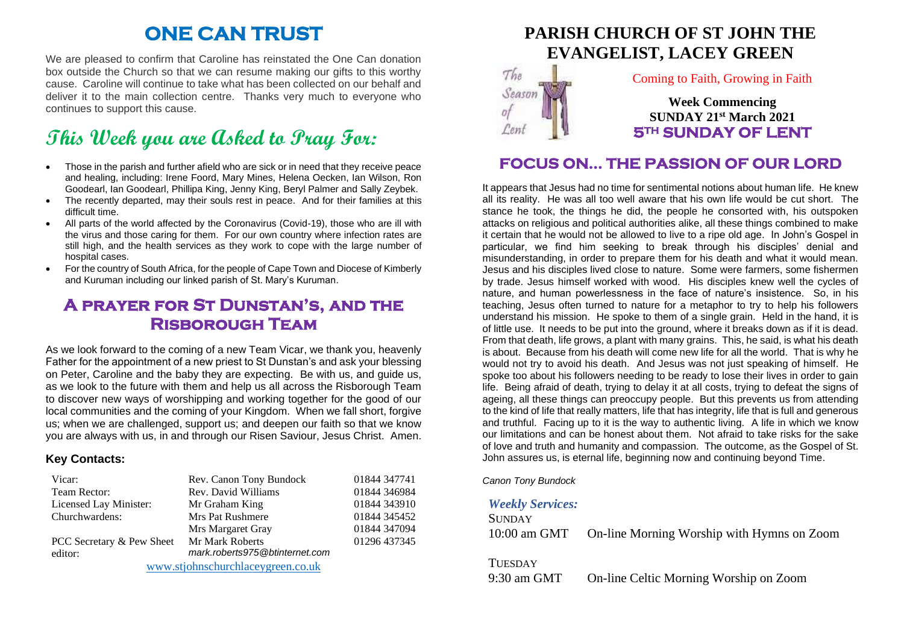# ONE CAN TRUST

We are pleased to confirm that Caroline has reinstated the One Can donation box outside the Church so that we can resume making our gifts to this worthy cause. Caroline will continue to take what has been collected on our behalf and deliver it to the main collection centre. Thanks very much to everyone who continues to support this cause.

# This Week you are Asked to Pray For:

- Those in the parish and further afield who are sick or in need that they receive peace and healing, including: Irene Foord, Mary Mines, Helena Oecken, Ian Wilson, Ron Goodearl, Ian Goodearl, Phillipa King, Jenny King, Beryl Palmer and Sally Zeybek.
- The recently departed, may their souls rest in peace. And for their families at this difficult time.
- All parts of the world affected by the Coronavirus (Covid-19), those who are ill with the virus and those caring for them. For our own country where infection rates are still high, and the health services as they work to cope with the large number of hospital cases.
- For the country of South Africa, for the people of Cape Town and Diocese of Kimberly and Kuruman including our linked parish of St. Mary's Kuruman.

## A prayer for St Dunstan's, and the Risborough Team

As we look forward to the coming of a new Team Vicar, we thank you, heavenly Father for the appointment of a new priest to St Dunstan's and ask your blessing on Peter, Caroline and the baby they are expecting. Be with us, and guide us, as we look to the future with them and help us all across the Risborough Team to discover new ways of worshipping and working together for the good of our local communities and the coming of your Kingdom. When we fall short, forgive us; when we are challenged, support us; and deepen our faith so that we know you are always with us, in and through our Risen Saviour, Jesus Christ. Amen.

### Key Contacts:

| | | |
|---|---|---|
| Vicar: | Rev. Canon Tony Bundock | 01844 347741 |
| Team Rector: | Rev. David Williams | 01844 346984 |
| Licensed Lay Minister: | Mr Graham King | 01844 343910 |
| Churchwardens: | Mrs Pat Rushmere | 01844 345452 |
| | Mrs Margaret Gray | 01844 347094 |
| PCC Secretary & Pew Sheet editor: | Mr Mark Roberts *mark.roberts975@btinternet.com* | 01296 437345 |

www.stjohnschurchlaceygreen.co.uk

# PARISH CHURCH OF ST JOHN THE EVANGELIST, LACEY GREEN

The Season of Lent

Coming to Faith, Growing in Faith

**Week Commencing**
**SUNDAY 21st March 2021**
**5TH SUNDAY OF LENT**

## FOCUS ON... THE PASSION OF OUR LORD

It appears that Jesus had no time for sentimental notions about human life. He knew all its reality. He was all too well aware that his own life would be cut short. The stance he took, the things he did, the people he consorted with, his outspoken attacks on religious and political authorities alike, all these things combined to make it certain that he would not be allowed to live to a ripe old age. In John's Gospel in particular, we find him seeking to break through his disciples' denial and misunderstanding, in order to prepare them for his death and what it would mean. Jesus and his disciples lived close to nature. Some were farmers, some fishermen by trade. Jesus himself worked with wood. His disciples knew well the cycles of nature, and human powerlessness in the face of nature's insistence. So, in his teaching, Jesus often turned to nature for a metaphor to try to help his followers understand his mission. He spoke to them of a single grain. Held in the hand, it is of little use. It needs to be put into the ground, where it breaks down as if it is dead. From that death, life grows, a plant with many grains. This, he said, is what his death is about. Because from his death will come new life for all the world. That is why he would not try to avoid his death. And Jesus was not just speaking of himself. He spoke too about his followers needing to be ready to lose their lives in order to gain life. Being afraid of death, trying to delay it at all costs, trying to defeat the signs of ageing, all these things can preoccupy people. But this prevents us from attending to the kind of life that really matters, life that has integrity, life that is full and generous and truthful. Facing up to it is the way to authentic living. A life in which we know our limitations and can be honest about them. Not afraid to take risks for the sake of love and truth and humanity and compassion. The outcome, as the Gospel of St. John assures us, is eternal life, beginning now and continuing beyond Time.

*Canon Tony Bundock*

### *Weekly Services:*

SUNDAY
10:00 am GMT — On-line Morning Worship with Hymns on Zoom

TUESDAY
9:30 am GMT — On-line Celtic Morning Worship on Zoom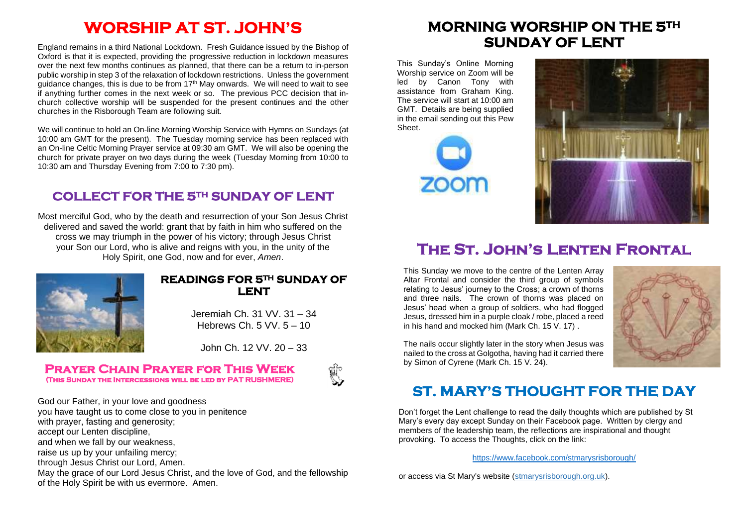# WORSHIP AT ST. JOHN'S

England remains in a third National Lockdown. Fresh Guidance issued by the Bishop of Oxford is that it is expected, providing the progressive reduction in lockdown measures over the next few months continues as planned, that there can be a return to in-person public worship in step 3 of the relaxation of lockdown restrictions. Unless the government guidance changes, this is due to be from 17th May onwards. We will need to wait to see if anything further comes in the next week or so. The previous PCC decision that in-church collective worship will be suspended for the present continues and the other churches in the Risborough Team are following suit.

We will continue to hold an On-line Morning Worship Service with Hymns on Sundays (at 10:00 am GMT for the present). The Tuesday morning service has been replaced with an On-line Celtic Morning Prayer service at 09:30 am GMT. We will also be opening the church for private prayer on two days during the week (Tuesday Morning from 10:00 to 10:30 am and Thursday Evening from 7:00 to 7:30 pm).

## COLLECT FOR THE 5TH SUNDAY OF LENT

Most merciful God, who by the death and resurrection of your Son Jesus Christ delivered and saved the world: grant that by faith in him who suffered on the cross we may triumph in the power of his victory; through Jesus Christ your Son our Lord, who is alive and reigns with you, in the unity of the Holy Spirit, one God, now and for ever, *Amen*.

## READINGS FOR 5TH SUNDAY OF LENT

Jeremiah Ch. 31 VV. 31 – 34
Hebrews Ch. 5 VV. 5 – 10

John Ch. 12 VV. 20 – 33

## PRAYER CHAIN PRAYER FOR THIS WEEK

**(THIS SUNDAY THE INTERCESSIONS WILL BE LED BY PAT RUSHMERE)**

God our Father, in your love and goodness
you have taught us to come close to you in penitence
with prayer, fasting and generosity;
accept our Lenten discipline,
and when we fall by our weakness,
raise us up by your unfailing mercy;
through Jesus Christ our Lord, Amen.
May the grace of our Lord Jesus Christ, and the love of God, and the fellowship of the Holy Spirit be with us evermore. Amen.

# MORNING WORSHIP ON THE 5TH SUNDAY OF LENT

This Sunday's Online Morning Worship service on Zoom will be led by Canon Tony with assistance from Graham King. The service will start at 10:00 am GMT. Details are being supplied in the email sending out this Pew Sheet.

zoom

# THE ST. JOHN'S LENTEN FRONTAL

This Sunday we move to the centre of the Lenten Array Altar Frontal and consider the third group of symbols relating to Jesus' journey to the Cross; a crown of thorns and three nails. The crown of thorns was placed on Jesus' head when a group of soldiers, who had flogged Jesus, dressed him in a purple cloak / robe, placed a reed in his hand and mocked him (Mark Ch. 15 V. 17) .

The nails occur slightly later in the story when Jesus was nailed to the cross at Golgotha, having had it carried there by Simon of Cyrene (Mark Ch. 15 V. 24).

# ST. MARY'S THOUGHT FOR THE DAY

Don't forget the Lent challenge to read the daily thoughts which are published by St Mary's every day except Sunday on their Facebook page. Written by clergy and members of the leadership team, the reflections are inspirational and thought provoking. To access the Thoughts, click on the link:

https://www.facebook.com/stmarysrisborough/

or access via St Mary's website (stmarysrisborough.org.uk).